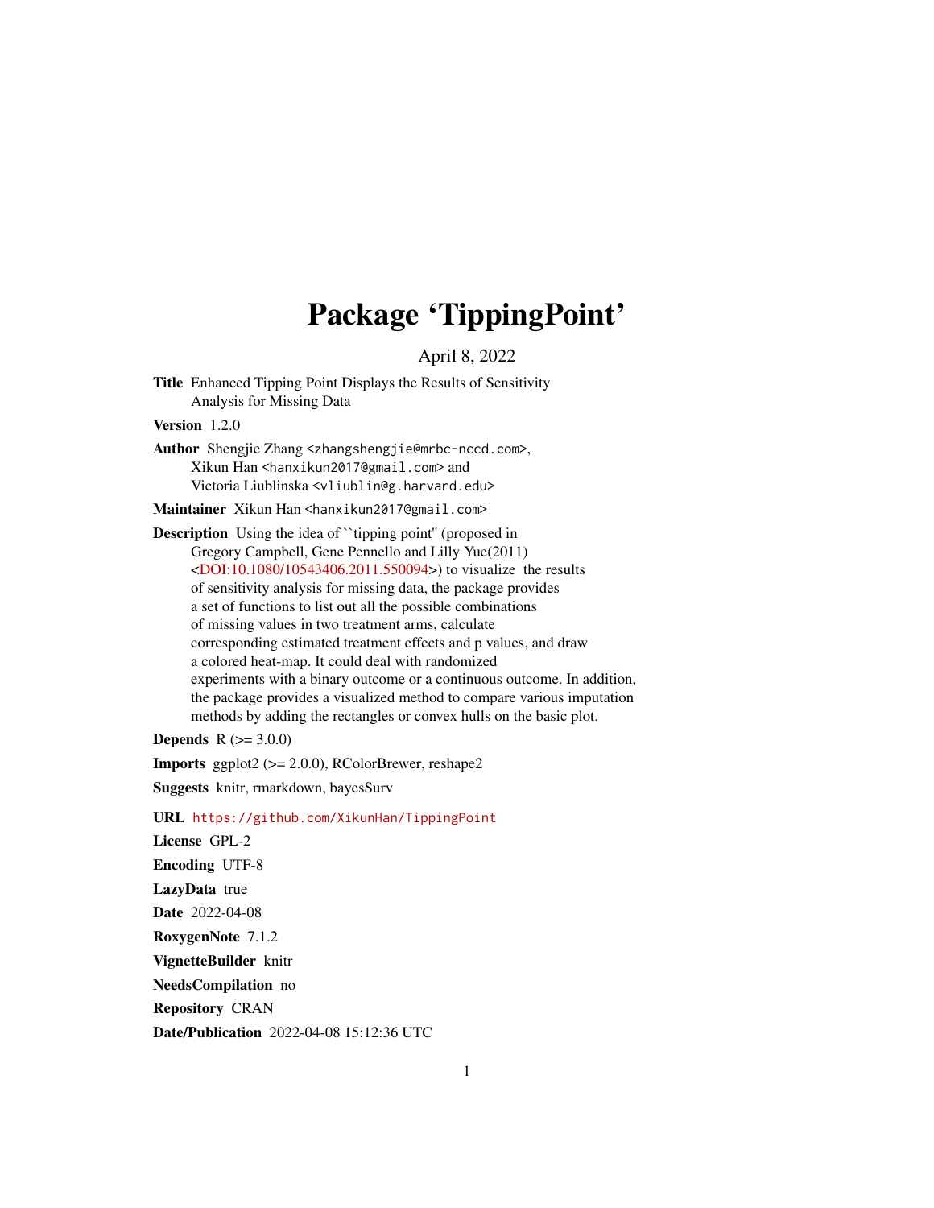# Package 'TippingPoint'

April 8, 2022

**Title** Enhanced Tipping Point Displays the Results of Sensitivity Analysis for Missing Data

**Version** 1.2.0

**Author** Shengjie Zhang <zhangshengjie@mrbc-nccd.com>, Xikun Han <hanxikun2017@gmail.com> and Victoria Liublinska <vliublin@g.harvard.edu>

**Maintainer** Xikun Han <hanxikun2017@gmail.com>

**Description** Using the idea of ``tipping point'' (proposed in Gregory Campbell, Gene Pennello and Lilly Yue(2011) <DOI:10.1080/10543406.2011.550094>) to visualize the results of sensitivity analysis for missing data, the package provides a set of functions to list out all the possible combinations of missing values in two treatment arms, calculate corresponding estimated treatment effects and p values, and draw a colored heat-map. It could deal with randomized experiments with a binary outcome or a continuous outcome. In addition, the package provides a visualized method to compare various imputation methods by adding the rectangles or convex hulls on the basic plot.

**Depends** R (>= 3.0.0)

**Imports** ggplot2 (>= 2.0.0), RColorBrewer, reshape2

**Suggests** knitr, rmarkdown, bayesSurv

**URL** https://github.com/XikunHan/TippingPoint

**License** GPL-2

**Encoding** UTF-8

**LazyData** true

**Date** 2022-04-08

**RoxygenNote** 7.1.2

**VignetteBuilder** knitr

**NeedsCompilation** no

**Repository** CRAN

**Date/Publication** 2022-04-08 15:12:36 UTC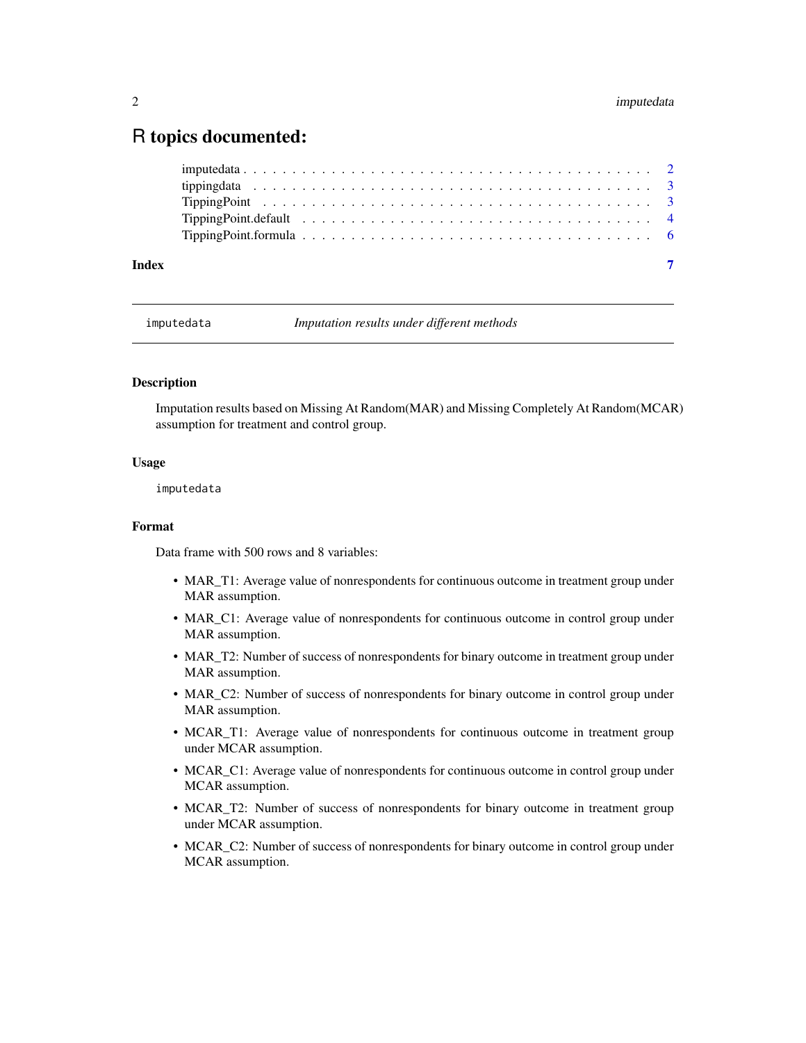# R topics documented:

imputedata . . . . . . . . . . . . . . . . . . . . . . . . . . . . . . . . . . . . . . . . . 2
tippingdata . . . . . . . . . . . . . . . . . . . . . . . . . . . . . . . . . . . . . . . . . 3
TippingPoint . . . . . . . . . . . . . . . . . . . . . . . . . . . . . . . . . . . . . . . . 3
TippingPoint.default . . . . . . . . . . . . . . . . . . . . . . . . . . . . . . . . . . . . 4
TippingPoint.formula . . . . . . . . . . . . . . . . . . . . . . . . . . . . . . . . . . . . 6

**Index** **7**

---

`imputedata` *Imputation results under different methods*

---

### Description

Imputation results based on Missing At Random(MAR) and Missing Completely At Random(MCAR) assumption for treatment and control group.

### Usage

```
imputedata
```

### Format

Data frame with 500 rows and 8 variables:

- MAR_T1: Average value of nonrespondents for continuous outcome in treatment group under MAR assumption.
- MAR_C1: Average value of nonrespondents for continuous outcome in control group under MAR assumption.
- MAR_T2: Number of success of nonrespondents for binary outcome in treatment group under MAR assumption.
- MAR_C2: Number of success of nonrespondents for binary outcome in control group under MAR assumption.
- MCAR_T1: Average value of nonrespondents for continuous outcome in treatment group under MCAR assumption.
- MCAR_C1: Average value of nonrespondents for continuous outcome in control group under MCAR assumption.
- MCAR_T2: Number of success of nonrespondents for binary outcome in treatment group under MCAR assumption.
- MCAR_C2: Number of success of nonrespondents for binary outcome in control group under MCAR assumption.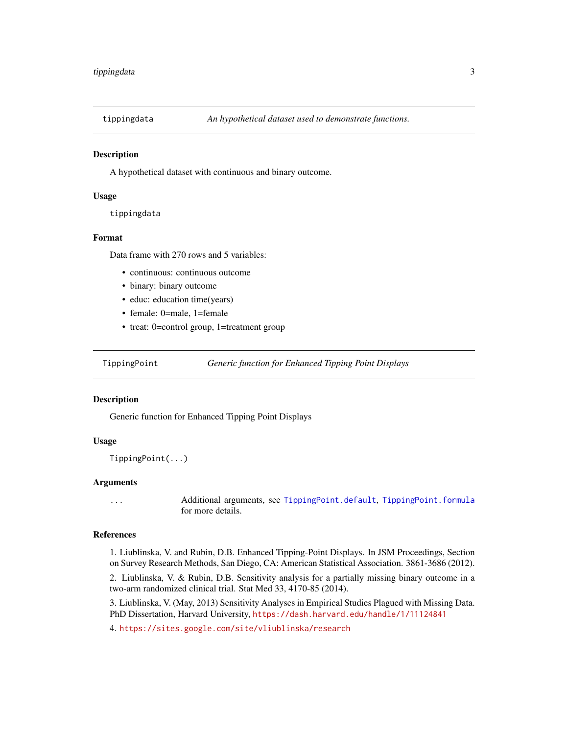## tippingdata — *An hypothetical dataset used to demonstrate functions.*

### Description

A hypothetical dataset with continuous and binary outcome.

### Usage

```
tippingdata
```

### Format

Data frame with 270 rows and 5 variables:

- continuous: continuous outcome
- binary: binary outcome
- educ: education time(years)
- female: 0=male, 1=female
- treat: 0=control group, 1=treatment group

## TippingPoint — *Generic function for Enhanced Tipping Point Displays*

### Description

Generic function for Enhanced Tipping Point Displays

### Usage

```
TippingPoint(...)
```

### Arguments

| | |
|---|---|
| ... | Additional arguments, see `TippingPoint.default`, `TippingPoint.formula` for more details. |

### References

1. Liublinska, V. and Rubin, D.B. Enhanced Tipping-Point Displays. In JSM Proceedings, Section on Survey Research Methods, San Diego, CA: American Statistical Association. 3861-3686 (2012).

2. Liublinska, V. & Rubin, D.B. Sensitivity analysis for a partially missing binary outcome in a two-arm randomized clinical trial. Stat Med 33, 4170-85 (2014).

3. Liublinska, V. (May, 2013) Sensitivity Analyses in Empirical Studies Plagued with Missing Data. PhD Dissertation, Harvard University, https://dash.harvard.edu/handle/1/11124841

4. https://sites.google.com/site/vliublinska/research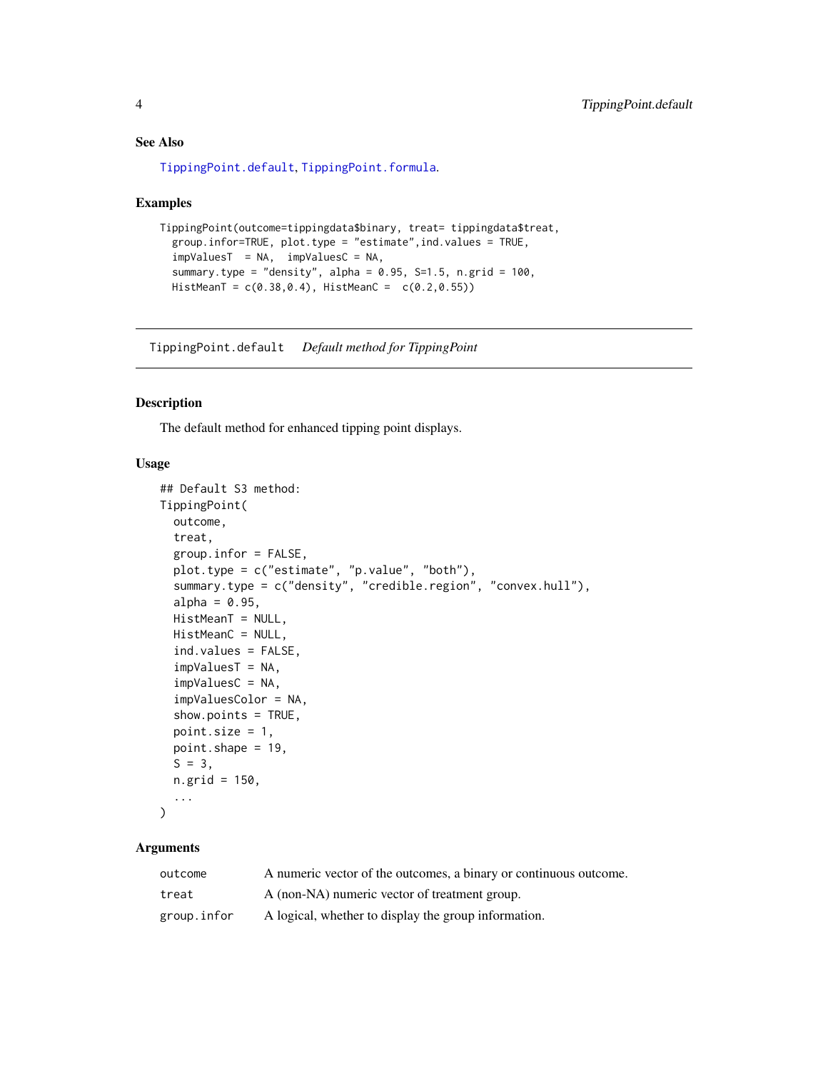### See Also

TippingPoint.default, TippingPoint.formula.

### Examples

```
TippingPoint(outcome=tippingdata$binary, treat= tippingdata$treat,
  group.infor=TRUE, plot.type = "estimate",ind.values = TRUE,
  impValuesT  = NA,  impValuesC = NA,
  summary.type = "density", alpha = 0.95, S=1.5, n.grid = 100,
  HistMeanT = c(0.38,0.4), HistMeanC =  c(0.2,0.55))
```

---

## TippingPoint.default    *Default method for TippingPoint*

---

### Description

The default method for enhanced tipping point displays.

### Usage

```
## Default S3 method:
TippingPoint(
  outcome,
  treat,
  group.infor = FALSE,
  plot.type = c("estimate", "p.value", "both"),
  summary.type = c("density", "credible.region", "convex.hull"),
  alpha = 0.95,
  HistMeanT = NULL,
  HistMeanC = NULL,
  ind.values = FALSE,
  impValuesT = NA,
  impValuesC = NA,
  impValuesColor = NA,
  show.points = TRUE,
  point.size = 1,
  point.shape = 19,
  S = 3,
  n.grid = 150,
  ...
)
```

### Arguments

| | |
|---|---|
| `outcome` | A numeric vector of the outcomes, a binary or continuous outcome. |
| `treat` | A (non-NA) numeric vector of treatment group. |
| `group.infor` | A logical, whether to display the group information. |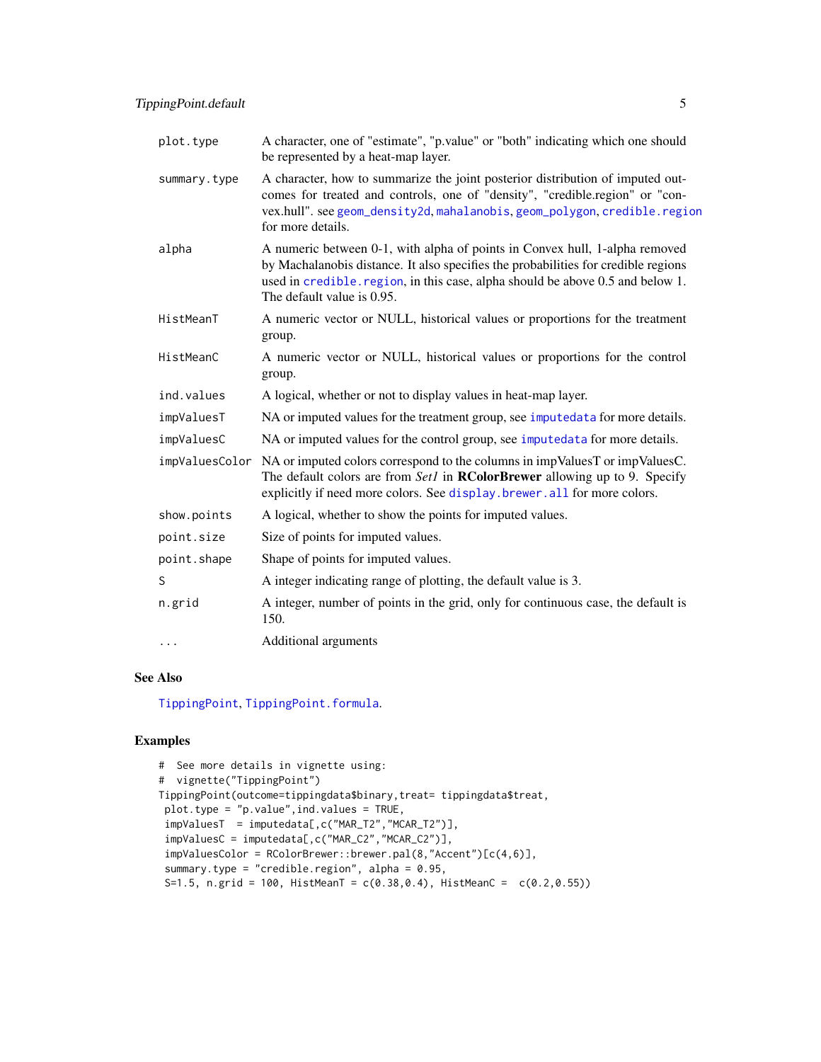| | |
|---|---|
| plot.type | A character, one of "estimate", "p.value" or "both" indicating which one should be represented by a heat-map layer. |
| summary.type | A character, how to summarize the joint posterior distribution of imputed outcomes for treated and controls, one of "density", "credible.region" or "convex.hull". see geom_density2d, mahalanobis, geom_polygon, credible.region for more details. |
| alpha | A numeric between 0-1, with alpha of points in Convex hull, 1-alpha removed by Machalanobis distance. It also specifies the probabilities for credible regions used in credible.region, in this case, alpha should be above 0.5 and below 1. The default value is 0.95. |
| HistMeanT | A numeric vector or NULL, historical values or proportions for the treatment group. |
| HistMeanC | A numeric vector or NULL, historical values or proportions for the control group. |
| ind.values | A logical, whether or not to display values in heat-map layer. |
| impValuesT | NA or imputed values for the treatment group, see imputedata for more details. |
| impValuesC | NA or imputed values for the control group, see imputedata for more details. |
| impValuesColor | NA or imputed colors correspond to the columns in impValuesT or impValuesC. The default colors are from *Set1* in **RColorBrewer** allowing up to 9. Specify explicitly if need more colors. See display.brewer.all for more colors. |
| show.points | A logical, whether to show the points for imputed values. |
| point.size | Size of points for imputed values. |
| point.shape | Shape of points for imputed values. |
| S | A integer indicating range of plotting, the default value is 3. |
| n.grid | A integer, number of points in the grid, only for continuous case, the default is 150. |
| ... | Additional arguments |

## See Also

TippingPoint, TippingPoint.formula.

## Examples

```
#  See more details in vignette using:
#  vignette("TippingPoint")
TippingPoint(outcome=tippingdata$binary,treat= tippingdata$treat,
 plot.type = "p.value",ind.values = TRUE,
 impValuesT  = imputedata[,c("MAR_T2","MCAR_T2")],
 impValuesC = imputedata[,c("MAR_C2","MCAR_C2")],
 impValuesColor = RColorBrewer::brewer.pal(8,"Accent")[c(4,6)],
 summary.type = "credible.region", alpha = 0.95,
 S=1.5, n.grid = 100, HistMeanT = c(0.38,0.4), HistMeanC =  c(0.2,0.55))
```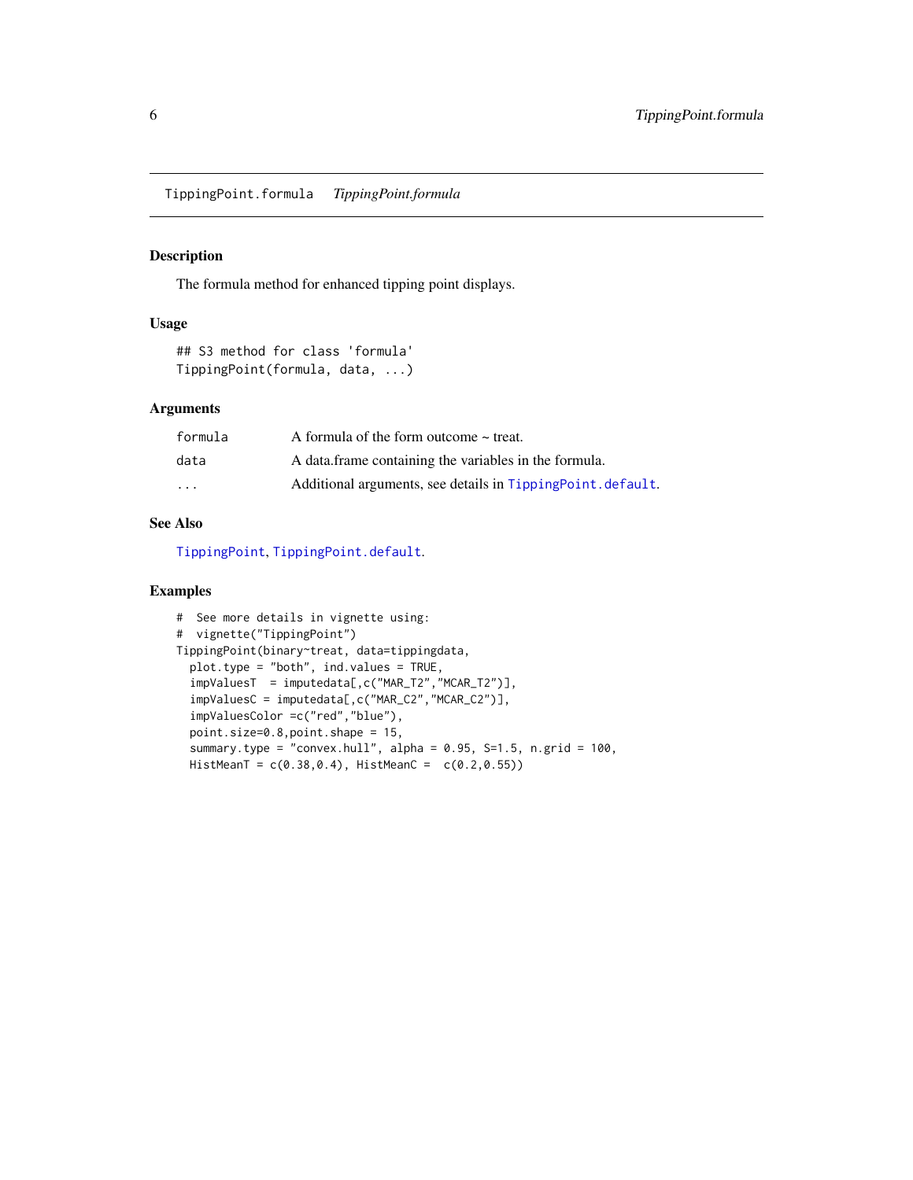# TippingPoint.formula *TippingPoint.formula*

## Description

The formula method for enhanced tipping point displays.

## Usage

```
## S3 method for class 'formula'
TippingPoint(formula, data, ...)
```

## Arguments

| | |
|---|---|
| formula | A formula of the form outcome ~ treat. |
| data | A data.frame containing the variables in the formula. |
| ... | Additional arguments, see details in TippingPoint.default. |

## See Also

TippingPoint, TippingPoint.default.

## Examples

```
#  See more details in vignette using:
#  vignette("TippingPoint")
TippingPoint(binary~treat, data=tippingdata,
  plot.type = "both", ind.values = TRUE,
  impValuesT  = imputedata[,c("MAR_T2","MCAR_T2")],
  impValuesC = imputedata[,c("MAR_C2","MCAR_C2")],
  impValuesColor =c("red","blue"),
  point.size=0.8,point.shape = 15,
  summary.type = "convex.hull", alpha = 0.95, S=1.5, n.grid = 100,
  HistMeanT = c(0.38,0.4), HistMeanC =  c(0.2,0.55))
```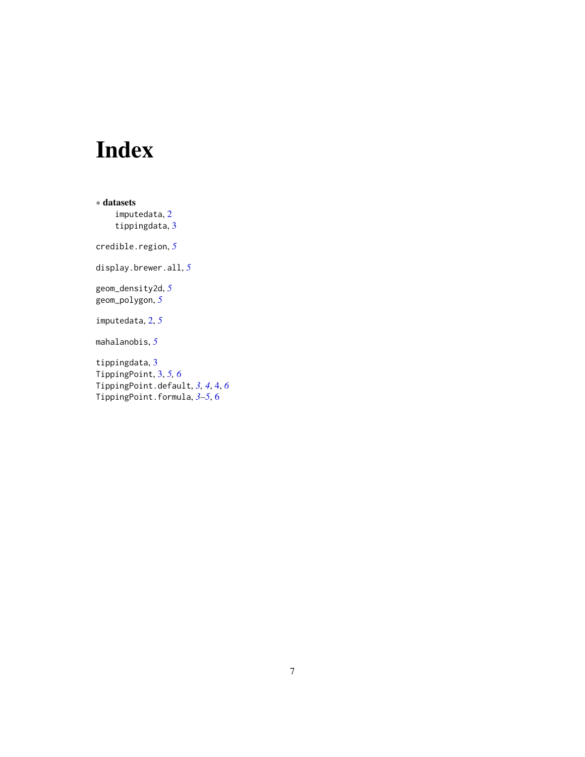# Index

∗ **datasets**
    imputedata, 2
    tippingdata, 3

credible.region, *5*

display.brewer.all, *5*

geom_density2d, *5*
geom_polygon, *5*

imputedata, 2, *5*

mahalanobis, *5*

tippingdata, 3
TippingPoint, 3, *5, 6*
TippingPoint.default, *3, 4*, 4, *6*
TippingPoint.formula, *3–5*, 6